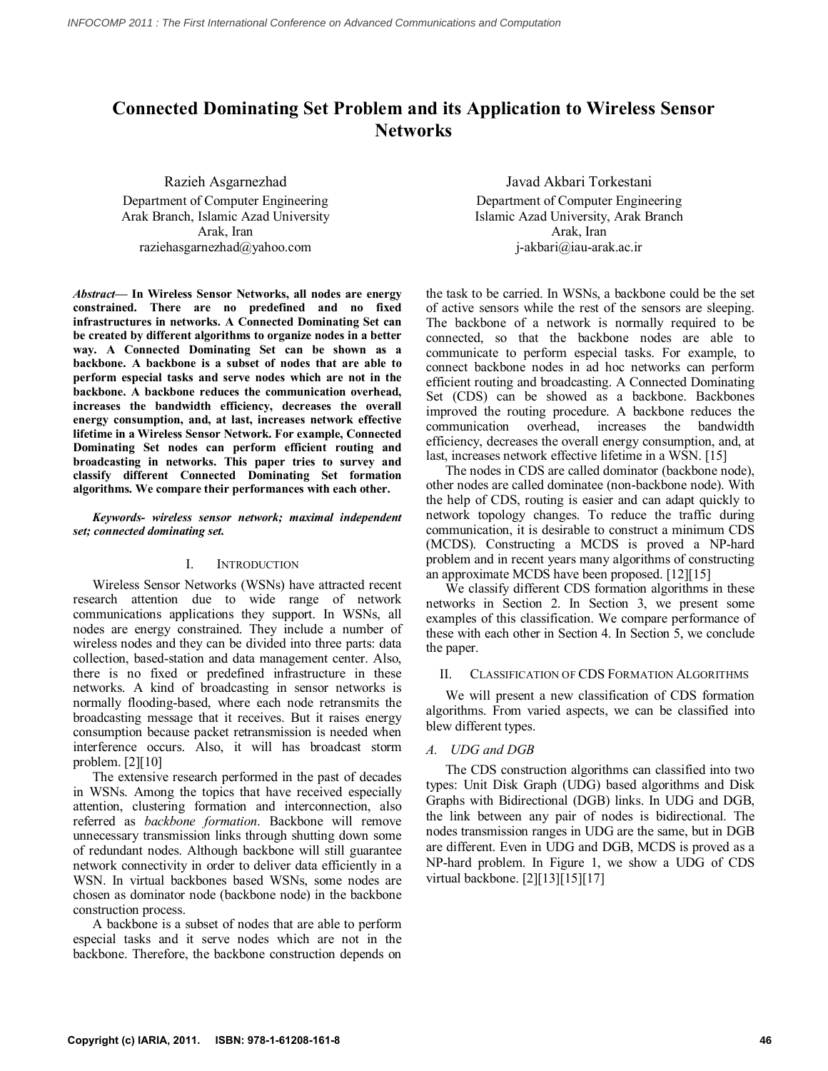# Connected Dominating Set Problem and its Application to Wireless Sensor Networks

Razieh Asgarnezhad
Department of Computer Engineering
Arak Branch, Islamic Azad University
Arak, Iran
raziehasgarnezhad@yahoo.com

Javad Akbari Torkestani
Department of Computer Engineering
Islamic Azad University, Arak Branch
Arak, Iran
j-akbari@iau-arak.ac.ir

***Abstract*— In Wireless Sensor Networks, all nodes are energy constrained. There are no predefined and no fixed infrastructures in networks. A Connected Dominating Set can be created by different algorithms to organize nodes in a better way. A Connected Dominating Set can be shown as a backbone. A backbone is a subset of nodes that are able to perform especial tasks and serve nodes which are not in the backbone. A backbone reduces the communication overhead, increases the bandwidth efficiency, decreases the overall energy consumption, and, at last, increases network effective lifetime in a Wireless Sensor Network. For example, Connected Dominating Set nodes can perform efficient routing and broadcasting in networks. This paper tries to survey and classify different Connected Dominating Set formation algorithms. We compare their performances with each other.**

***Keywords- wireless sensor network; maximal independent set; connected dominating set.***

## I. INTRODUCTION

Wireless Sensor Networks (WSNs) have attracted recent research attention due to wide range of network communications applications they support. In WSNs, all nodes are energy constrained. They include a number of wireless nodes and they can be divided into three parts: data collection, based-station and data management center. Also, there is no fixed or predefined infrastructure in these networks. A kind of broadcasting in sensor networks is normally flooding-based, where each node retransmits the broadcasting message that it receives. But it raises energy consumption because packet retransmission is needed when interference occurs. Also, it will has broadcast storm problem. [2][10]

The extensive research performed in the past of decades in WSNs. Among the topics that have received especially attention, clustering formation and interconnection, also referred as *backbone formation*. Backbone will remove unnecessary transmission links through shutting down some of redundant nodes. Although backbone will still guarantee network connectivity in order to deliver data efficiently in a WSN. In virtual backbones based WSNs, some nodes are chosen as dominator node (backbone node) in the backbone construction process.

A backbone is a subset of nodes that are able to perform especial tasks and it serve nodes which are not in the backbone. Therefore, the backbone construction depends on the task to be carried. In WSNs, a backbone could be the set of active sensors while the rest of the sensors are sleeping. The backbone of a network is normally required to be connected, so that the backbone nodes are able to communicate to perform especial tasks. For example, to connect backbone nodes in ad hoc networks can perform efficient routing and broadcasting. A Connected Dominating Set (CDS) can be showed as a backbone. Backbones improved the routing procedure. A backbone reduces the communication overhead, increases the bandwidth efficiency, decreases the overall energy consumption, and, at last, increases network effective lifetime in a WSN. [15]

The nodes in CDS are called dominator (backbone node), other nodes are called dominatee (non-backbone node). With the help of CDS, routing is easier and can adapt quickly to network topology changes. To reduce the traffic during communication, it is desirable to construct a minimum CDS (MCDS). Constructing a MCDS is proved a NP-hard problem and in recent years many algorithms of constructing an approximate MCDS have been proposed. [12][15]

We classify different CDS formation algorithms in these networks in Section 2. In Section 3, we present some examples of this classification. We compare performance of these with each other in Section 4. In Section 5, we conclude the paper.

## II. CLASSIFICATION OF CDS FORMATION ALGORITHMS

We will present a new classification of CDS formation algorithms. From varied aspects, we can be classified into blew different types.

### *A. UDG and DGB*

The CDS construction algorithms can classified into two types: Unit Disk Graph (UDG) based algorithms and Disk Graphs with Bidirectional (DGB) links. In UDG and DGB, the link between any pair of nodes is bidirectional. The nodes transmission ranges in UDG are the same, but in DGB are different. Even in UDG and DGB, MCDS is proved as a NP-hard problem. In Figure 1, we show a UDG of CDS virtual backbone. [2][13][15][17]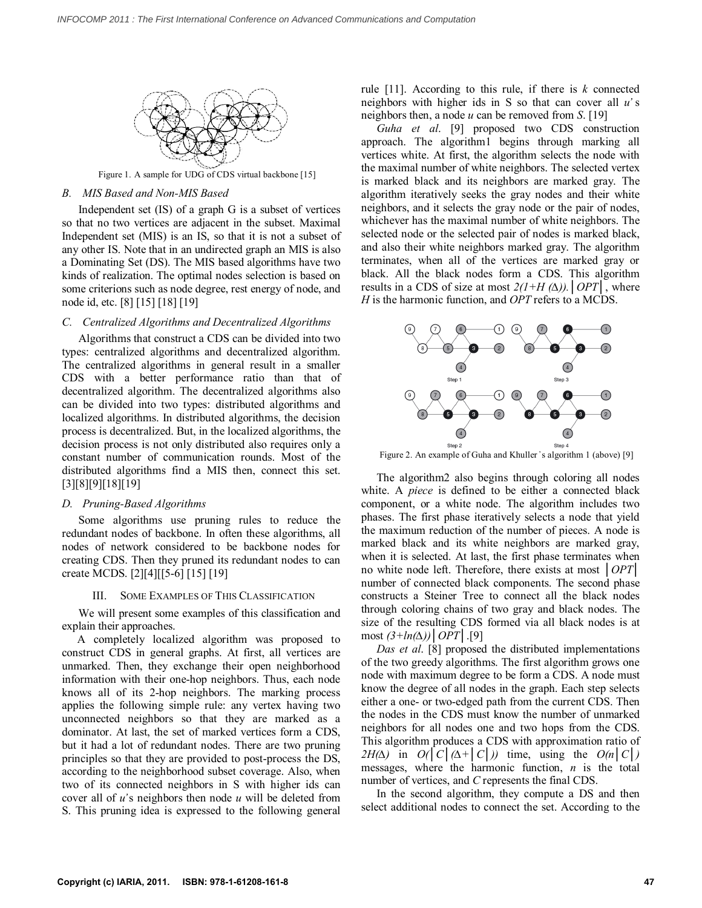Figure 1. A sample for UDG of CDS virtual backbone [15]

### B. MIS Based and Non-MIS Based

Independent set (IS) of a graph G is a subset of vertices so that no two vertices are adjacent in the subset. Maximal Independent set (MIS) is an IS, so that it is not a subset of any other IS. Note that in an undirected graph an MIS is also a Dominating Set (DS). The MIS based algorithms have two kinds of realization. The optimal nodes selection is based on some criterions such as node degree, rest energy of node, and node id, etc. [8] [15] [18] [19]

### C. Centralized Algorithms and Decentralized Algorithms

Algorithms that construct a CDS can be divided into two types: centralized algorithms and decentralized algorithm. The centralized algorithms in general result in a smaller CDS with a better performance ratio than that of decentralized algorithm. The decentralized algorithms also can be divided into two types: distributed algorithms and localized algorithms. In distributed algorithms, the decision process is decentralized. But, in the localized algorithms, the decision process is not only distributed also requires only a constant number of communication rounds. Most of the distributed algorithms find a MIS then, connect this set. [3][8][9][18][19]

### D. Pruning-Based Algorithms

Some algorithms use pruning rules to reduce the redundant nodes of backbone. In often these algorithms, all nodes of network considered to be backbone nodes for creating CDS. Then they pruned its redundant nodes to can create MCDS. [2][4][[5-6] [15] [19]

## III. Some Examples of This Classification

We will present some examples of this classification and explain their approaches.

A completely localized algorithm was proposed to construct CDS in general graphs. At first, all vertices are unmarked. Then, they exchange their open neighborhood information with their one-hop neighbors. Thus, each node knows all of its 2-hop neighbors. The marking process applies the following simple rule: any vertex having two unconnected neighbors so that they are marked as a dominator. At last, the set of marked vertices form a CDS, but it had a lot of redundant nodes. There are two pruning principles so that they are provided to post-process the DS, according to the neighborhood subset coverage. Also, when two of its connected neighbors in S with higher ids can cover all of *u*'s neighbors then node *u* will be deleted from S. This pruning idea is expressed to the following general rule [11]. According to this rule, if there is *k* connected neighbors with higher ids in S so that can cover all *u*'s neighbors then, a node *u* can be removed from *S*. [19]

*Guha et al*. [9] proposed two CDS construction approach. The algorithm1 begins through marking all vertices white. At first, the algorithm selects the node with the maximal number of white neighbors. The selected vertex is marked black and its neighbors are marked gray. The algorithm iteratively seeks the gray nodes and their white neighbors, and it selects the gray node or the pair of nodes, whichever has the maximal number of white neighbors. The selected node or the selected pair of nodes is marked black, and also their white neighbors marked gray. The algorithm terminates, when all of the vertices are marked gray or black. All the black nodes form a CDS. This algorithm results in a CDS of size at most $2(1+H(\Delta)).|OPT|$, where *H* is the harmonic function, and *OPT* refers to a MCDS.

Figure 2. An example of Guha and Khuller's algorithm 1 (above) [9]

The algorithm2 also begins through coloring all nodes white. A *piece* is defined to be either a connected black component, or a white node. The algorithm includes two phases. The first phase iteratively selects a node that yield the maximum reduction of the number of pieces. A node is marked black and its white neighbors are marked gray, when it is selected. At last, the first phase terminates when no white node left. Therefore, there exists at most $|OPT|$ number of connected black components. The second phase constructs a Steiner Tree to connect all the black nodes through coloring chains of two gray and black nodes. The size of the resulting CDS formed via all black nodes is at most $(3+ln(\Delta))|OPT|$.[9]

*Das et al*. [8] proposed the distributed implementations of the two greedy algorithms. The first algorithm grows one node with maximum degree to be form a CDS. A node must know the degree of all nodes in the graph. Each step selects either a one- or two-edged path from the current CDS. Then the nodes in the CDS must know the number of unmarked neighbors for all nodes one and two hops from the CDS. This algorithm produces a CDS with approximation ratio of $2H(\Delta)$ in $O(|C|(\Delta+|C|))$ time, using the $O(n|C|)$ messages, where the harmonic function, *n* is the total number of vertices, and *C* represents the final CDS.

In the second algorithm, they compute a DS and then select additional nodes to connect the set. According to the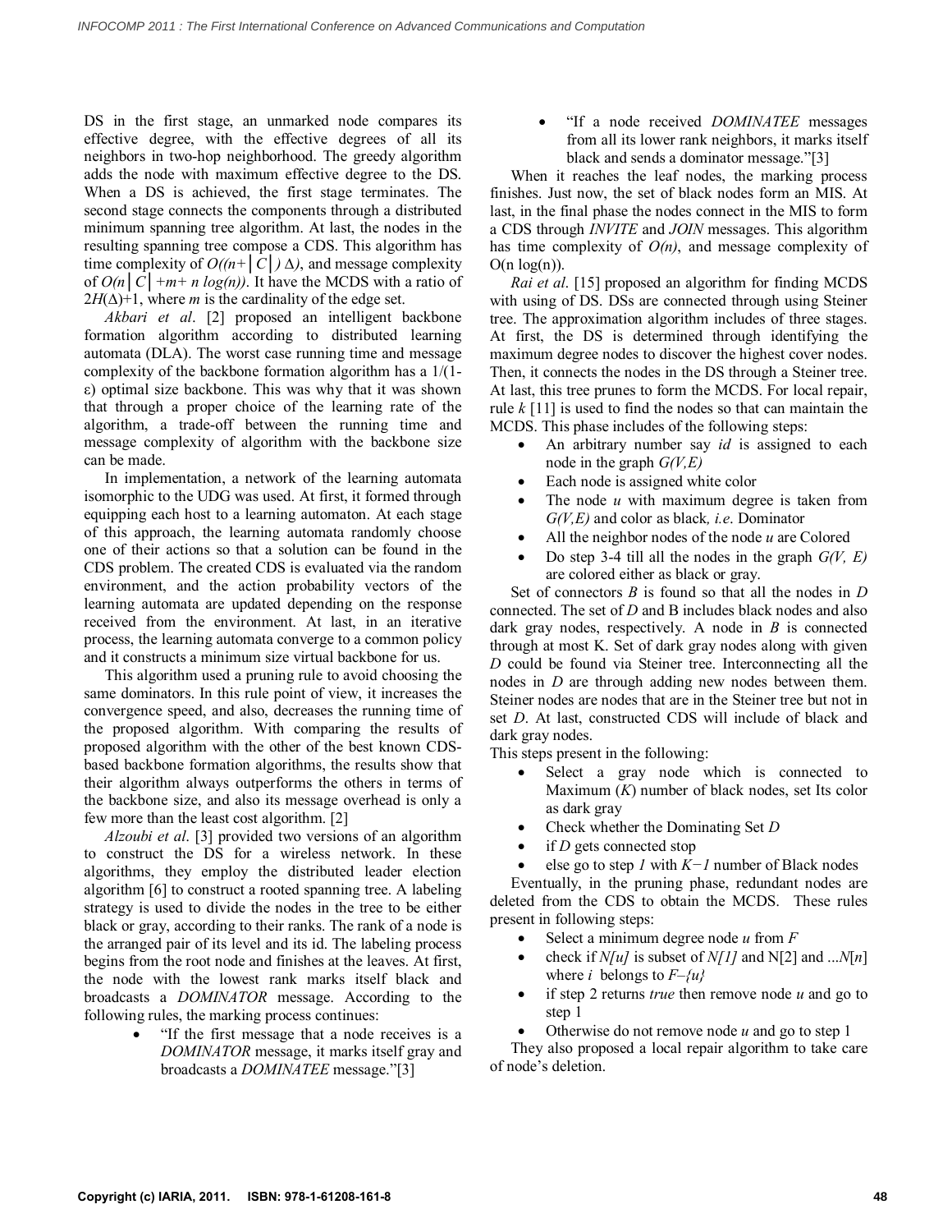DS in the first stage, an unmarked node compares its effective degree, with the effective degrees of all its neighbors in two-hop neighborhood. The greedy algorithm adds the node with maximum effective degree to the DS. When a DS is achieved, the first stage terminates. The second stage connects the components through a distributed minimum spanning tree algorithm. At last, the nodes in the resulting spanning tree compose a CDS. This algorithm has time complexity of $O((n+|C|)\Delta)$, and message complexity of $O(n|C|+m+n\log(n))$. It have the MCDS with a ratio of $2H(\Delta)+1$, where *m* is the cardinality of the edge set.

*Akbari et al*. [2] proposed an intelligent backbone formation algorithm according to distributed learning automata (DLA). The worst case running time and message complexity of the backbone formation algorithm has a $1/(1-\varepsilon)$ optimal size backbone. This was why that it was shown that through a proper choice of the learning rate of the algorithm, a trade-off between the running time and message complexity of algorithm with the backbone size can be made.

In implementation, a network of the learning automata isomorphic to the UDG was used. At first, it formed through equipping each host to a learning automaton. At each stage of this approach, the learning automata randomly choose one of their actions so that a solution can be found in the CDS problem. The created CDS is evaluated via the random environment, and the action probability vectors of the learning automata are updated depending on the response received from the environment. At last, in an iterative process, the learning automata converge to a common policy and it constructs a minimum size virtual backbone for us.

This algorithm used a pruning rule to avoid choosing the same dominators. In this rule point of view, it increases the convergence speed, and also, decreases the running time of the proposed algorithm. With comparing the results of proposed algorithm with the other of the best known CDS-based backbone formation algorithms, the results show that their algorithm always outperforms the others in terms of the backbone size, and also its message overhead is only a few more than the least cost algorithm. [2]

*Alzoubi et al*. [3] provided two versions of an algorithm to construct the DS for a wireless network. In these algorithms, they employ the distributed leader election algorithm [6] to construct a rooted spanning tree. A labeling strategy is used to divide the nodes in the tree to be either black or gray, according to their ranks. The rank of a node is the arranged pair of its level and its id. The labeling process begins from the root node and finishes at the leaves. At first, the node with the lowest rank marks itself black and broadcasts a *DOMINATOR* message. According to the following rules, the marking process continues:

- "If the first message that a node receives is a *DOMINATOR* message, it marks itself gray and broadcasts a *DOMINATEE* message."[3]
- "If a node received *DOMINATEE* messages from all its lower rank neighbors, it marks itself black and sends a dominator message."[3]

When it reaches the leaf nodes, the marking process finishes. Just now, the set of black nodes form an MIS. At last, in the final phase the nodes connect in the MIS to form a CDS through *INVITE* and *JOIN* messages. This algorithm has time complexity of $O(n)$, and message complexity of $O(n\log(n))$.

*Rai et al*. [15] proposed an algorithm for finding MCDS with using of DS. DSs are connected through using Steiner tree. The approximation algorithm includes of three stages. At first, the DS is determined through identifying the maximum degree nodes to discover the highest cover nodes. Then, it connects the nodes in the DS through a Steiner tree. At last, this tree prunes to form the MCDS. For local repair, rule *k* [11] is used to find the nodes so that can maintain the MCDS. This phase includes of the following steps:

- An arbitrary number say *id* is assigned to each node in the graph *G(V,E)*
- Each node is assigned white color
- The node *u* with maximum degree is taken from *G(V,E)* and color as black, *i.e*. Dominator
- All the neighbor nodes of the node *u* are Colored
- Do step 3-4 till all the nodes in the graph *G(V, E)* are colored either as black or gray.

Set of connectors *B* is found so that all the nodes in *D* connected. The set of *D* and B includes black nodes and also dark gray nodes, respectively. A node in *B* is connected through at most K. Set of dark gray nodes along with given *D* could be found via Steiner tree. Interconnecting all the nodes in *D* are through adding new nodes between them. Steiner nodes are nodes that are in the Steiner tree but not in set *D*. At last, constructed CDS will include of black and dark gray nodes.

This steps present in the following:

- Select a gray node which is connected to Maximum (*K*) number of black nodes, set Its color as dark gray
- Check whether the Dominating Set *D*
- if *D* gets connected stop
- else go to step *1* with $K-1$ number of Black nodes

Eventually, in the pruning phase, redundant nodes are deleted from the CDS to obtain the MCDS. These rules present in following steps:

- Select a minimum degree node *u* from *F*
- check if $N[u]$ is subset of $N[1]$ and $N[2]$ and $...N[n]$ where *i* belongs to $F-\{u\}$
- if step 2 returns *true* then remove node *u* and go to step 1
- Otherwise do not remove node *u* and go to step 1

They also proposed a local repair algorithm to take care of node's deletion.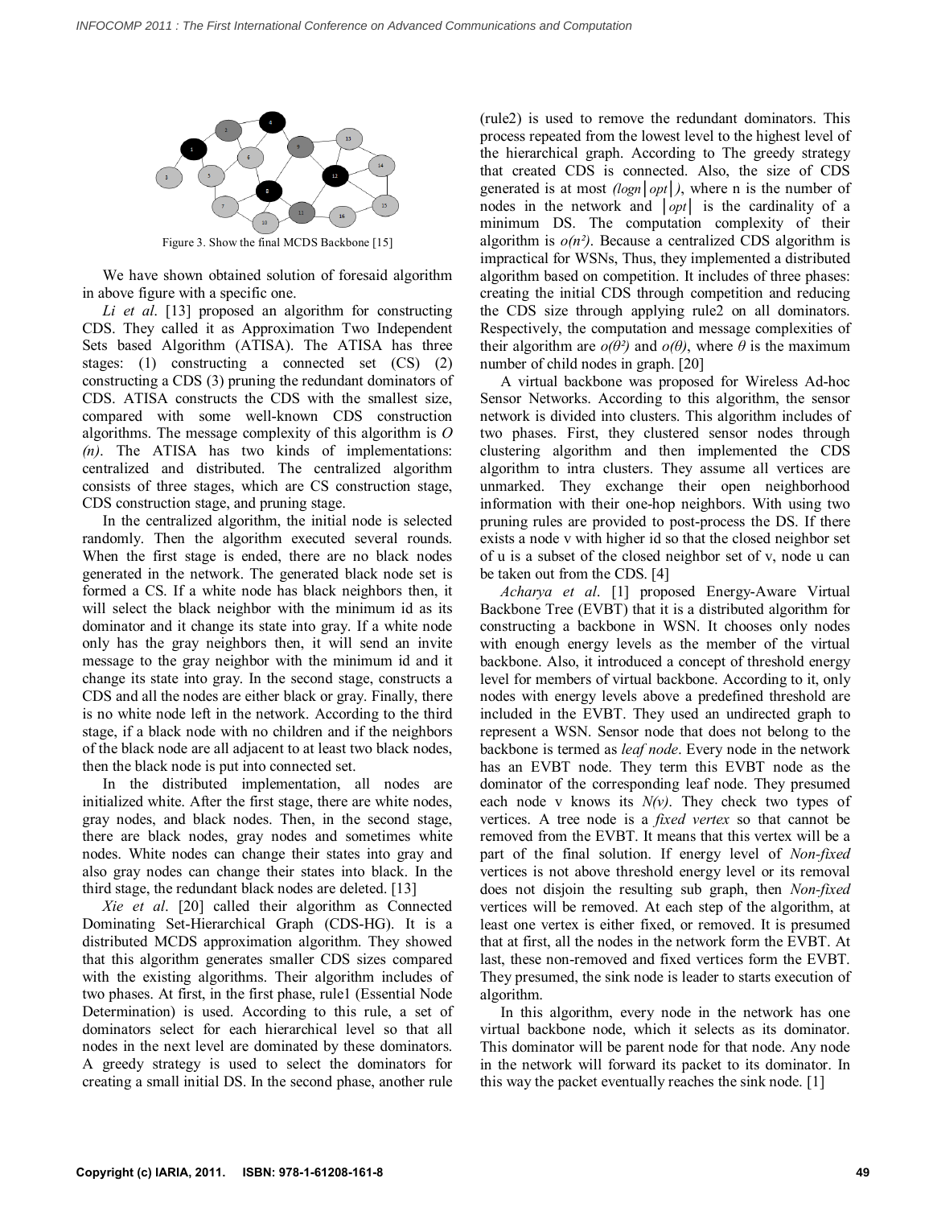Figure 3. Show the final MCDS Backbone [15]

We have shown obtained solution of foresaid algorithm in above figure with a specific one.

*Li et al*. [13] proposed an algorithm for constructing CDS. They called it as Approximation Two Independent Sets based Algorithm (ATISA). The ATISA has three stages: (1) constructing a connected set (CS) (2) constructing a CDS (3) pruning the redundant dominators of CDS. ATISA constructs the CDS with the smallest size, compared with some well-known CDS construction algorithms. The message complexity of this algorithm is *O (n)*. The ATISA has two kinds of implementations: centralized and distributed. The centralized algorithm consists of three stages, which are CS construction stage, CDS construction stage, and pruning stage.

In the centralized algorithm, the initial node is selected randomly. Then the algorithm executed several rounds. When the first stage is ended, there are no black nodes generated in the network. The generated black node set is formed a CS. If a white node has black neighbors then, it will select the black neighbor with the minimum id as its dominator and it change its state into gray. If a white node only has the gray neighbors then, it will send an invite message to the gray neighbor with the minimum id and it change its state into gray. In the second stage, constructs a CDS and all the nodes are either black or gray. Finally, there is no white node left in the network. According to the third stage, if a black node with no children and if the neighbors of the black node are all adjacent to at least two black nodes, then the black node is put into connected set.

In the distributed implementation, all nodes are initialized white. After the first stage, there are white nodes, gray nodes, and black nodes. Then, in the second stage, there are black nodes, gray nodes and sometimes white nodes. White nodes can change their states into gray and also gray nodes can change their states into black. In the third stage, the redundant black nodes are deleted. [13]

*Xie et al*. [20] called their algorithm as Connected Dominating Set-Hierarchical Graph (CDS-HG). It is a distributed MCDS approximation algorithm. They showed that this algorithm generates smaller CDS sizes compared with the existing algorithms. Their algorithm includes of two phases. At first, in the first phase, rule1 (Essential Node Determination) is used. According to this rule, a set of dominators select for each hierarchical level so that all nodes in the next level are dominated by these dominators. A greedy strategy is used to select the dominators for creating a small initial DS. In the second phase, another rule (rule2) is used to remove the redundant dominators. This process repeated from the lowest level to the highest level of the hierarchical graph. According to The greedy strategy that created CDS is connected. Also, the size of CDS generated is at most $(\log n|opt|)$, where n is the number of nodes in the network and $|opt|$ is the cardinality of a minimum DS. The computation complexity of their algorithm is $o(n^2)$. Because a centralized CDS algorithm is impractical for WSNs, Thus, they implemented a distributed algorithm based on competition. It includes of three phases: creating the initial CDS through competition and reducing the CDS size through applying rule2 on all dominators. Respectively, the computation and message complexities of their algorithm are $o(\theta^2)$ and $o(\theta)$, where $\theta$ is the maximum number of child nodes in graph. [20]

A virtual backbone was proposed for Wireless Ad-hoc Sensor Networks. According to this algorithm, the sensor network is divided into clusters. This algorithm includes of two phases. First, they clustered sensor nodes through clustering algorithm and then implemented the CDS algorithm to intra clusters. They assume all vertices are unmarked. They exchange their open neighborhood information with their one-hop neighbors. With using two pruning rules are provided to post-process the DS. If there exists a node v with higher id so that the closed neighbor set of u is a subset of the closed neighbor set of v, node u can be taken out from the CDS. [4]

*Acharya et al*. [1] proposed Energy-Aware Virtual Backbone Tree (EVBT) that it is a distributed algorithm for constructing a backbone in WSN. It chooses only nodes with enough energy levels as the member of the virtual backbone. Also, it introduced a concept of threshold energy level for members of virtual backbone. According to it, only nodes with energy levels above a predefined threshold are included in the EVBT. They used an undirected graph to represent a WSN. Sensor node that does not belong to the backbone is termed as *leaf node*. Every node in the network has an EVBT node. They term this EVBT node as the dominator of the corresponding leaf node. They presumed each node v knows its $N(v)$. They check two types of vertices. A tree node is a *fixed vertex* so that cannot be removed from the EVBT. It means that this vertex will be a part of the final solution. If energy level of *Non-fixed* vertices is not above threshold energy level or its removal does not disjoin the resulting sub graph, then *Non-fixed* vertices will be removed. At each step of the algorithm, at least one vertex is either fixed, or removed. It is presumed that at first, all the nodes in the network form the EVBT. At last, these non-removed and fixed vertices form the EVBT. They presumed, the sink node is leader to starts execution of algorithm.

In this algorithm, every node in the network has one virtual backbone node, which it selects as its dominator. This dominator will be parent node for that node. Any node in the network will forward its packet to its dominator. In this way the packet eventually reaches the sink node. [1]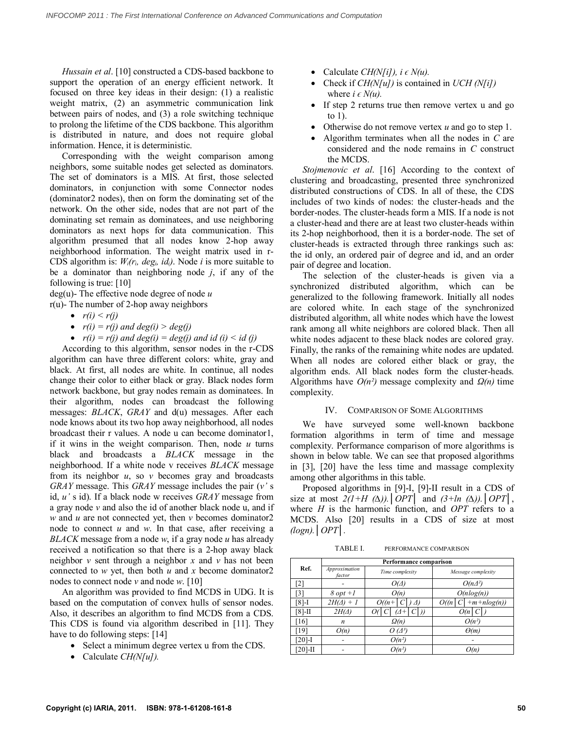*Hussain et al*. [10] constructed a CDS-based backbone to support the operation of an energy efficient network. It focused on three key ideas in their design: (1) a realistic weight matrix, (2) an asymmetric communication link between pairs of nodes, and (3) a role switching technique to prolong the lifetime of the CDS backbone. This algorithm is distributed in nature, and does not require global information. Hence, it is deterministic.

Corresponding with the weight comparison among neighbors, some suitable nodes get selected as dominators. The set of dominators is a MIS. At first, those selected dominators, in conjunction with some Connector nodes (dominator2 nodes), then on form the dominating set of the network. On the other side, nodes that are not part of the dominating set remain as dominatees, and use neighboring dominators as next hops for data communication. This algorithm presumed that all nodes know 2-hop away neighborhood information. The weight matrix used in r-CDS algorithm is: $W_i(r_i, deg_i, id_i)$. Node *i* is more suitable to be a dominator than neighboring node *j*, if any of the following is true: [10]

deg(u)- The effective node degree of node *u*

r(u)- The number of 2-hop away neighbors

- $r(i) < r(j)$
- $r(i) = r(j)$ and $deg(i) > deg(j)$
- $r(i) = r(j)$ and $deg(i) = deg(j)$ and $id(i) < id(j)$

According to this algorithm, sensor nodes in the r-CDS algorithm can have three different colors: white, gray and black. At first, all nodes are white. In continue, all nodes change their color to either black or gray. Black nodes form network backbone, but gray nodes remain as dominatees. In their algorithm, nodes can broadcast the following messages: *BLACK*, *GRAY* and d(u) messages. After each node knows about its two hop away neighborhood, all nodes broadcast their r values. A node u can become dominator1, if it wins in the weight comparison. Then, node *u* turns black and broadcasts a *BLACK* message in the neighborhood. If a white node v receives *BLACK* message from its neighbor *u*, so *v* becomes gray and broadcasts *GRAY* message. This *GRAY* message includes the pair (*v'* s id, *u'* s id). If a black node w receives *GRAY* message from a gray node *v* and also the id of another black node u, and if *w* and *u* are not connected yet, then *v* becomes dominator2 node to connect *u* and *w*. In that case, after receiving a *BLACK* message from a node *w*, if a gray node *u* has already received a notification so that there is a 2-hop away black neighbor *v* sent through a neighbor *x* and *v* has not been connected to *w* yet, then both *u* and *x* become dominator2 nodes to connect node *v* and node *w*. [10]

An algorithm was provided to find MCDS in UDG. It is based on the computation of convex hulls of sensor nodes. Also, it describes an algorithm to find MCDS from a CDS. This CDS is found via algorithm described in [11]. They have to do following steps: [14]

- Select a minimum degree vertex u from the CDS.
- Calculate *CH(N[u])*.
- Calculate *CH(N[i])*, $i \in N(u)$.
- Check if *CH(N[u])* is contained in *UCH (N[i])* where $i \in N(u)$.
- If step 2 returns true then remove vertex u and go to 1).
- Otherwise do not remove vertex *u* and go to step 1.
- Algorithm terminates when all the nodes in *C* are considered and the node remains in *C* construct the MCDS.

*Stojmenovic et al*. [16] According to the context of clustering and broadcasting, presented three synchronized distributed constructions of CDS. In all of these, the CDS includes of two kinds of nodes: the cluster-heads and the border-nodes. The cluster-heads form a MIS. If a node is not a cluster-head and there are at least two cluster-heads within its 2-hop neighborhood, then it is a border-node. The set of cluster-heads is extracted through three rankings such as: the id only, an ordered pair of degree and id, and an order pair of degree and location.

The selection of the cluster-heads is given via a synchronized distributed algorithm, which can be generalized to the following framework. Initially all nodes are colored white. In each stage of the synchronized distributed algorithm, all white nodes which have the lowest rank among all white neighbors are colored black. Then all white nodes adjacent to these black nodes are colored gray. Finally, the ranks of the remaining white nodes are updated. When all nodes are colored either black or gray, the algorithm ends. All black nodes form the cluster-heads. Algorithms have $O(n^2)$ message complexity and $\Omega(n)$ time complexity.

## IV. Comparison of Some Algorithms

We have surveyed some well-known backbone formation algorithms in term of time and message complexity. Performance comparison of more algorithms is shown in below table. We can see that proposed algorithms in [3], [20] have the less time and massage complexity among other algorithms in this table.

Proposed algorithms in [9]-I, [9]-II result in a CDS of size at most $2(1+H(\Delta)).|OPT|$ and $(3+\ln(\Delta)).|OPT|$, where *H* is the harmonic function, and *OPT* refers to a MCDS. Also [20] results in a CDS of size at most $(\log n).|OPT|$.

TABLE I. PERFORMANCE COMPARISON

| Ref. | Performance comparison | | |
|---|---|---|---|
| | *Approximation factor* | *Time complexity* | *Message complexity* |
| [2] | - | $O(\Delta)$ | $O(n\Delta^2)$ |
| [3] | $8\,opt + 1$ | $O(n)$ | $O(n\log(n))$ |
| [8]-I | $2H(\Delta) + 1$ | $O((n+\|C\|)\Delta)$ | $O((n\|C\|+m+n\log(n))$ |
| [8]-II | $2H(\Delta)$ | $O(\|C\|(\Delta+\|C\|))$ | $O(n\|C\|)$ |
| [16] | $n$ | $\Omega(n)$ | $O(n^2)$ |
| [19] | $O(n)$ | $O(\Delta^3)$ | $\Theta(m)$ |
| [20]-I | - | $O(n^2)$ | - |
| [20]-II | - | $O(n^2)$ | $O(n)$ |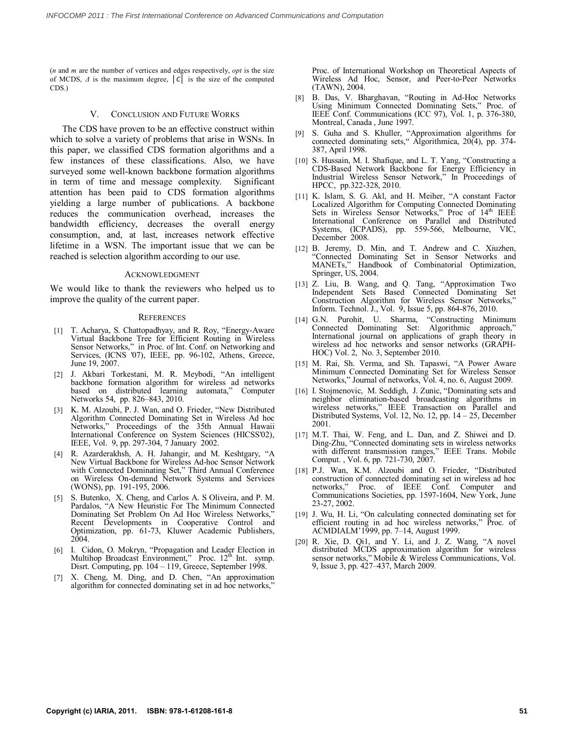($n$ and $m$ are the number of vertices and edges respectively, $opt$ is the size of MCDS, $\Delta$ is the maximum degree, $|C|$ is the size of the computed CDS.)

## V. Conclusion and Future Works

The CDS have proven to be an effective construct within which to solve a variety of problems that arise in WSNs. In this paper, we classified CDS formation algorithms and a few instances of these classifications. Also, we have surveyed some well-known backbone formation algorithms in term of time and message complexity. Significant attention has been paid to CDS formation algorithms yielding a large number of publications. A backbone reduces the communication overhead, increases the bandwidth efficiency, decreases the overall energy consumption, and, at last, increases network effective lifetime in a WSN. The important issue that we can be reached is selection algorithm according to our use.

## Acknowledgment

We would like to thank the reviewers who helped us to improve the quality of the current paper.

## References

[1] T. Acharya, S. Chattopadhyay, and R. Roy, "Energy-Aware Virtual Backbone Tree for Efficient Routing in Wireless Sensor Networks," in Proc. of Int. Conf. on Networking and Services, (ICNS '07), IEEE, pp. 96-102, Athens, Greece, June 19, 2007.

[2] J. Akbari Torkestani, M. R. Meybodi, "An intelligent backbone formation algorithm for wireless ad networks based on distributed learning automata," Computer Networks 54, pp. 826–843, 2010.

[3] K. M. Alzoubi, P. J. Wan, and O. Frieder, "New Distributed Algorithm Connected Dominating Set in Wireless Ad hoc Networks," Proceedings of the 35th Annual Hawaii International Conference on System Sciences (HICSS'02), IEEE, Vol. 9, pp. 297-304, 7 January 2002.

[4] R. Azarderakhsh, A. H. Jahangir, and M. Keshtgary, "A New Virtual Backbone for Wireless Ad-hoc Sensor Network with Connected Dominating Set," Third Annual Conference on Wireless On-demand Network Systems and Services (WONS), pp. 191-195, 2006.

[5] S. Butenko, X. Cheng, and Carlos A. S Oliveira, and P. M. Pardalos, "A New Heuristic For The Minimum Connected Dominating Set Problem On Ad Hoc Wireless Networks," Recent Developments in Cooperative Control and Optimization, pp. 61-73, Kluwer Academic Publishers, 2004.

[6] I. Cidon, O. Mokryn, "Propagation and Leader Election in Multihop Broadcast Environment," Proc. 12th Int. symp. Disrt. Computing, pp. 104 – 119, Greece, September 1998.

[7] X. Cheng, M. Ding, and D. Chen, "An approximation algorithm for connected dominating set in ad hoc networks," Proc. of International Workshop on Theoretical Aspects of Wireless Ad Hoc, Sensor, and Peer-to-Peer Networks (TAWN), 2004.

[8] B. Das, V. Bharghavan, "Routing in Ad-Hoc Networks Using Minimum Connected Dominating Sets," Proc. of IEEE Conf. Communications (ICC 97), Vol. 1, p. 376-380, Montreal, Canada , June 1997.

[9] S. Guha and S. Khuller, "Approximation algorithms for connected dominating sets," Algorithmica, 20(4), pp. 374-387, April 1998.

[10] S. Hussain, M. I. Shafique, and L. T. Yang, "Constructing a CDS-Based Network Backbone for Energy Efficiency in Industrial Wireless Sensor Network," In Proceedings of HPCC, pp.322-328, 2010.

[11] K. Islam, S. G. Akl, and H. Meiher, "A constant Factor Localized Algorithm for Computing Connected Dominating Sets in Wireless Sensor Networks," Proc of 14th IEEE International Conference on Parallel and Distributed Systems, (ICPADS), pp. 559-566, Melbourne, VIC, December 2008.

[12] B. Jeremy, D. Min, and T. Andrew and C. Xiuzhen, "Connected Dominating Set in Sensor Networks and MANETs," Handbook of Combinatorial Optimization, Springer, US, 2004.

[13] Z. Liu, B. Wang, and Q. Tang, "Approximation Two Independent Sets Based Connected Dominating Set Construction Algorithm for Wireless Sensor Networks," Inform. Technol. J., Vol. 9, Issue 5, pp. 864-876, 2010.

[14] G.N. Purohit, U. Sharma, "Constructing Minimum Connected Dominating Set: Algorithmic approach," International journal on applications of graph theory in wireless ad hoc networks and sensor networks (GRAPH-HOC) Vol. 2, No. 3, September 2010.

[15] M. Rai, Sh. Verma, and Sh. Tapaswi, "A Power Aware Minimum Connected Dominating Set for Wireless Sensor Networks," Journal of networks, Vol. 4, no. 6, August 2009.

[16] I. Stojmenovic, M. Seddigh, J. Zunic, "Dominating sets and neighbor elimination-based broadcasting algorithms in wireless networks," IEEE Transaction on Parallel and Distributed Systems, Vol. 12, No. 12, pp. 14 – 25, December 2001.

[17] M.T. Thai, W. Feng, and L. Dan, and Z. Shiwei and D. Ding-Zhu, "Connected dominating sets in wireless networks with different transmission ranges," IEEE Trans. Mobile Comput. , Vol. 6, pp. 721-730, 2007.

[18] P.J. Wan, K.M. Alzoubi and O. Frieder, "Distributed construction of connected dominating set in wireless ad hoc networks," Proc. of IEEE Conf. Computer and Communications Societies, pp. 1597-1604, New York, June 23-27, 2002.

[19] J. Wu, H. Li, "On calculating connected dominating set for efficient routing in ad hoc wireless networks," Proc. of ACMDIALM'1999, pp. 7–14, August 1999.

[20] R. Xie, D. Qi1, and Y. Li, and J. Z. Wang, "A novel distributed MCDS approximation algorithm for wireless sensor networks," Mobile & Wireless Communications, Vol. 9, Issue 3, pp. 427–437, March 2009.